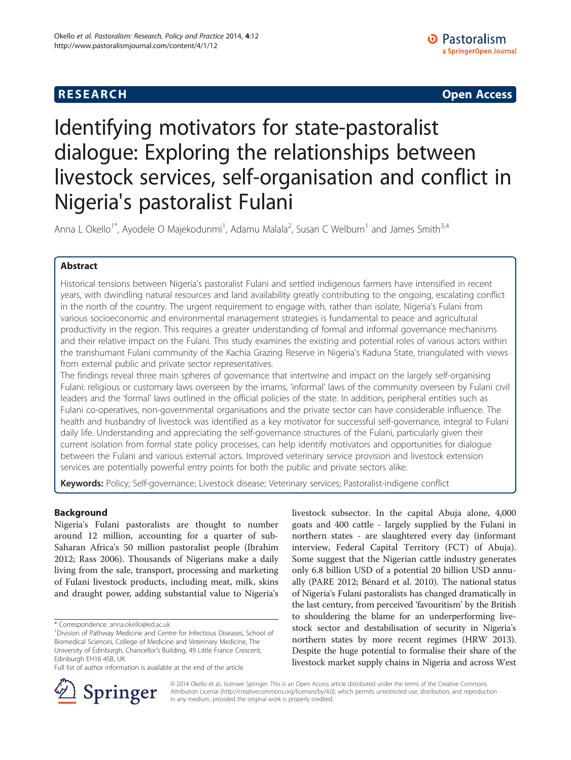**RESEARCH** **Open Access**

# Identifying motivators for state-pastoralist dialogue: Exploring the relationships between livestock services, self-organisation and conflict in Nigeria's pastoralist Fulani

Anna L Okello[1*], Ayodele O Majekodunmi[1], Adamu Malala[2], Susan C Welburn[1] and James Smith[3,4]

## Abstract

Historical tensions between Nigeria's pastoralist Fulani and settled indigenous farmers have intensified in recent years, with dwindling natural resources and land availability greatly contributing to the ongoing, escalating conflict in the north of the country. The urgent requirement to engage with, rather than isolate, Nigeria's Fulani from various socioeconomic and environmental management strategies is fundamental to peace and agricultural productivity in the region. This requires a greater understanding of formal and informal governance mechanisms and their relative impact on the Fulani. This study examines the existing and potential roles of various actors within the transhumant Fulani community of the Kachia Grazing Reserve in Nigeria's Kaduna State, triangulated with views from external public and private sector representatives.

The findings reveal three main spheres of governance that intertwine and impact on the largely self-organising Fulani: religious or customary laws overseen by the imams, 'informal' laws of the community overseen by Fulani civil leaders and the 'formal' laws outlined in the official policies of the state. In addition, peripheral entities such as Fulani co-operatives, non-governmental organisations and the private sector can have considerable influence. The health and husbandry of livestock was identified as a key motivator for successful self-governance, integral to Fulani daily life. Understanding and appreciating the self-governance structures of the Fulani, particularly given their current isolation from formal state policy processes, can help identify motivators and opportunities for dialogue between the Fulani and various external actors. Improved veterinary service provision and livestock extension services are potentially powerful entry points for both the public and private sectors alike.

**Keywords:** Policy; Self-governance; Livestock disease; Veterinary services; Pastoralist-indigene conflict

## Background

Nigeria's Fulani pastoralists are thought to number around 12 million, accounting for a quarter of sub-Saharan Africa's 50 million pastoralist people (Ibrahim 2012; Rass 2006). Thousands of Nigerians make a daily living from the sale, transport, processing and marketing of Fulani livestock products, including meat, milk, skins and draught power, adding substantial value to Nigeria's livestock subsector. In the capital Abuja alone, 4,000 goats and 400 cattle - largely supplied by the Fulani in northern states - are slaughtered every day (informant interview, Federal Capital Territory (FCT) of Abuja). Some suggest that the Nigerian cattle industry generates only 6.8 billion USD of a potential 20 billion USD annually (PARE 2012; Bénard et al. 2010). The national status of Nigeria's Fulani pastoralists has changed dramatically in the last century, from perceived 'favouritism' by the British to shouldering the blame for an underperforming livestock sector and destabilisation of security in Nigeria's northern states by more recent regimes (HRW 2013). Despite the huge potential to formalise their share of the livestock market supply chains in Nigeria and across West

\* Correspondence: anna.okello@ed.ac.uk

[1]Division of Pathway Medicine and Centre for Infectious Diseases, School of Biomedical Sciences, College of Medicine and Veterinary Medicine, The University of Edinburgh, Chancellor's Building, 49 Little France Crescent, Edinburgh EH16 4SB, UK

Full list of author information is available at the end of the article

© 2014 Okello et al.; licensee Springer. This is an Open Access article distributed under the terms of the Creative Commons Attribution License (http://creativecommons.org/licenses/by/4.0), which permits unrestricted use, distribution, and reproduction in any medium, provided the original work is properly credited.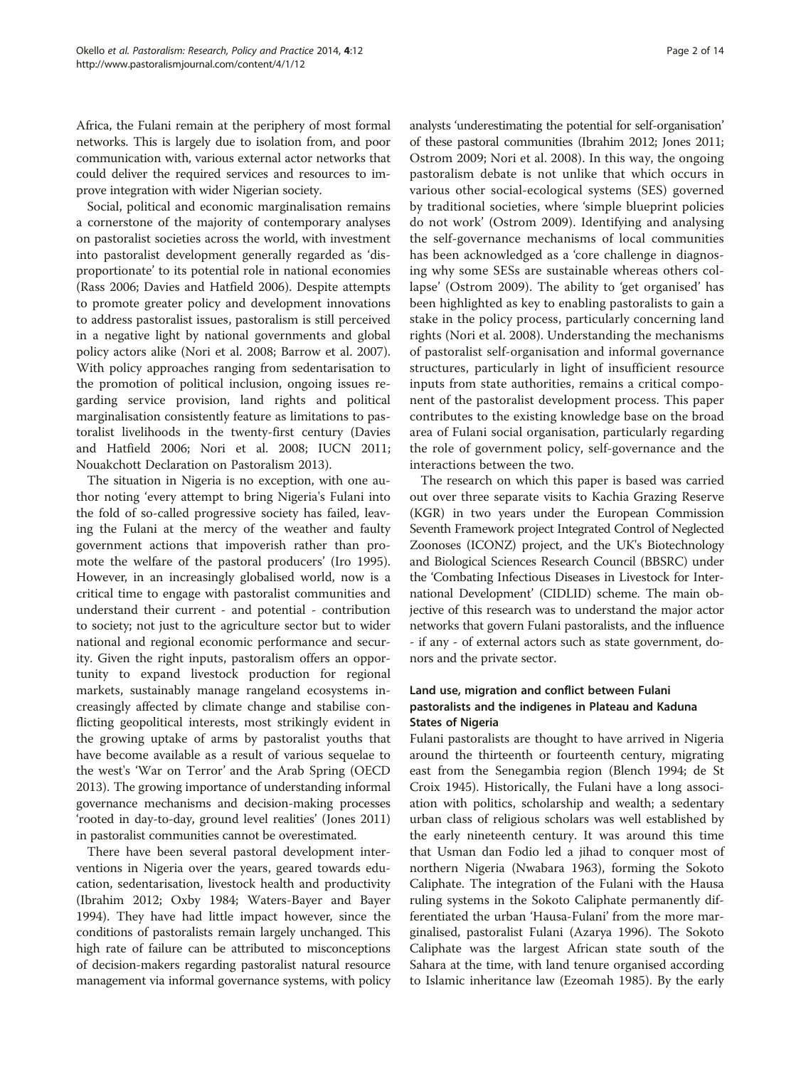Africa, the Fulani remain at the periphery of most formal networks. This is largely due to isolation from, and poor communication with, various external actor networks that could deliver the required services and resources to improve integration with wider Nigerian society.

Social, political and economic marginalisation remains a cornerstone of the majority of contemporary analyses on pastoralist societies across the world, with investment into pastoralist development generally regarded as 'disproportionate' to its potential role in national economies (Rass 2006; Davies and Hatfield 2006). Despite attempts to promote greater policy and development innovations to address pastoralist issues, pastoralism is still perceived in a negative light by national governments and global policy actors alike (Nori et al. 2008; Barrow et al. 2007). With policy approaches ranging from sedentarisation to the promotion of political inclusion, ongoing issues regarding service provision, land rights and political marginalisation consistently feature as limitations to pastoralist livelihoods in the twenty-first century (Davies and Hatfield 2006; Nori et al. 2008; IUCN 2011; Nouakchott Declaration on Pastoralism 2013).

The situation in Nigeria is no exception, with one author noting 'every attempt to bring Nigeria's Fulani into the fold of so-called progressive society has failed, leaving the Fulani at the mercy of the weather and faulty government actions that impoverish rather than promote the welfare of the pastoral producers' (Iro 1995). However, in an increasingly globalised world, now is a critical time to engage with pastoralist communities and understand their current - and potential - contribution to society; not just to the agriculture sector but to wider national and regional economic performance and security. Given the right inputs, pastoralism offers an opportunity to expand livestock production for regional markets, sustainably manage rangeland ecosystems increasingly affected by climate change and stabilise conflicting geopolitical interests, most strikingly evident in the growing uptake of arms by pastoralist youths that have become available as a result of various sequelae to the west's 'War on Terror' and the Arab Spring (OECD 2013). The growing importance of understanding informal governance mechanisms and decision-making processes 'rooted in day-to-day, ground level realities' (Jones 2011) in pastoralist communities cannot be overestimated.

There have been several pastoral development interventions in Nigeria over the years, geared towards education, sedentarisation, livestock health and productivity (Ibrahim 2012; Oxby 1984; Waters-Bayer and Bayer 1994). They have had little impact however, since the conditions of pastoralists remain largely unchanged. This high rate of failure can be attributed to misconceptions of decision-makers regarding pastoralist natural resource management via informal governance systems, with policy analysts 'underestimating the potential for self-organisation' of these pastoral communities (Ibrahim 2012; Jones 2011; Ostrom 2009; Nori et al. 2008). In this way, the ongoing pastoralism debate is not unlike that which occurs in various other social-ecological systems (SES) governed by traditional societies, where 'simple blueprint policies do not work' (Ostrom 2009). Identifying and analysing the self-governance mechanisms of local communities has been acknowledged as a 'core challenge in diagnosing why some SESs are sustainable whereas others collapse' (Ostrom 2009). The ability to 'get organised' has been highlighted as key to enabling pastoralists to gain a stake in the policy process, particularly concerning land rights (Nori et al. 2008). Understanding the mechanisms of pastoralist self-organisation and informal governance structures, particularly in light of insufficient resource inputs from state authorities, remains a critical component of the pastoralist development process. This paper contributes to the existing knowledge base on the broad area of Fulani social organisation, particularly regarding the role of government policy, self-governance and the interactions between the two.

The research on which this paper is based was carried out over three separate visits to Kachia Grazing Reserve (KGR) in two years under the European Commission Seventh Framework project Integrated Control of Neglected Zoonoses (ICONZ) project, and the UK's Biotechnology and Biological Sciences Research Council (BBSRC) under the 'Combating Infectious Diseases in Livestock for International Development' (CIDLID) scheme. The main objective of this research was to understand the major actor networks that govern Fulani pastoralists, and the influence - if any - of external actors such as state government, donors and the private sector.

## Land use, migration and conflict between Fulani pastoralists and the indigenes in Plateau and Kaduna States of Nigeria

Fulani pastoralists are thought to have arrived in Nigeria around the thirteenth or fourteenth century, migrating east from the Senegambia region (Blench 1994; de St Croix 1945). Historically, the Fulani have a long association with politics, scholarship and wealth; a sedentary urban class of religious scholars was well established by the early nineteenth century. It was around this time that Usman dan Fodio led a jihad to conquer most of northern Nigeria (Nwabara 1963), forming the Sokoto Caliphate. The integration of the Fulani with the Hausa ruling systems in the Sokoto Caliphate permanently differentiated the urban 'Hausa-Fulani' from the more marginalised, pastoralist Fulani (Azarya 1996). The Sokoto Caliphate was the largest African state south of the Sahara at the time, with land tenure organised according to Islamic inheritance law (Ezeomah 1985). By the early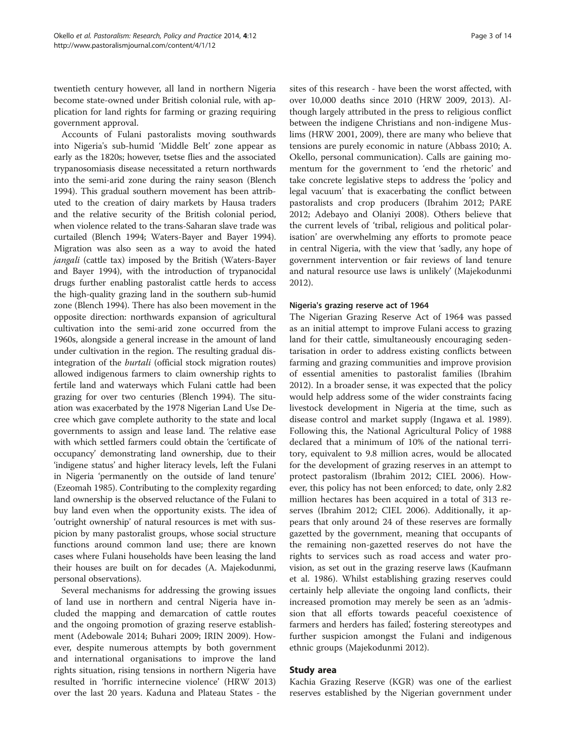twentieth century however, all land in northern Nigeria become state-owned under British colonial rule, with application for land rights for farming or grazing requiring government approval.

Accounts of Fulani pastoralists moving southwards into Nigeria's sub-humid 'Middle Belt' zone appear as early as the 1820s; however, tsetse flies and the associated trypanosomiasis disease necessitated a return northwards into the semi-arid zone during the rainy season (Blench 1994). This gradual southern movement has been attributed to the creation of dairy markets by Hausa traders and the relative security of the British colonial period, when violence related to the trans-Saharan slave trade was curtailed (Blench 1994; Waters-Bayer and Bayer 1994). Migration was also seen as a way to avoid the hated *jangali* (cattle tax) imposed by the British (Waters-Bayer and Bayer 1994), with the introduction of trypanocidal drugs further enabling pastoralist cattle herds to access the high-quality grazing land in the southern sub-humid zone (Blench 1994). There has also been movement in the opposite direction: northwards expansion of agricultural cultivation into the semi-arid zone occurred from the 1960s, alongside a general increase in the amount of land under cultivation in the region. The resulting gradual disintegration of the *burtali* (official stock migration routes) allowed indigenous farmers to claim ownership rights to fertile land and waterways which Fulani cattle had been grazing for over two centuries (Blench 1994). The situation was exacerbated by the 1978 Nigerian Land Use Decree which gave complete authority to the state and local governments to assign and lease land. The relative ease with which settled farmers could obtain the 'certificate of occupancy' demonstrating land ownership, due to their 'indigene status' and higher literacy levels, left the Fulani in Nigeria 'permanently on the outside of land tenure' (Ezeomah 1985). Contributing to the complexity regarding land ownership is the observed reluctance of the Fulani to buy land even when the opportunity exists. The idea of 'outright ownership' of natural resources is met with suspicion by many pastoralist groups, whose social structure functions around common land use; there are known cases where Fulani households have been leasing the land their houses are built on for decades (A. Majekodunmi, personal observations).

Several mechanisms for addressing the growing issues of land use in northern and central Nigeria have included the mapping and demarcation of cattle routes and the ongoing promotion of grazing reserve establishment (Adebowale 2014; Buhari 2009; IRIN 2009). However, despite numerous attempts by both government and international organisations to improve the land rights situation, rising tensions in northern Nigeria have resulted in 'horrific internecine violence' (HRW 2013) over the last 20 years. Kaduna and Plateau States - the sites of this research - have been the worst affected, with over 10,000 deaths since 2010 (HRW 2009, 2013). Although largely attributed in the press to religious conflict between the indigene Christians and non-indigene Muslims (HRW 2001, 2009), there are many who believe that tensions are purely economic in nature (Abbass 2010; A. Okello, personal communication). Calls are gaining momentum for the government to 'end the rhetoric' and take concrete legislative steps to address the 'policy and legal vacuum' that is exacerbating the conflict between pastoralists and crop producers (Ibrahim 2012; PARE 2012; Adebayo and Olaniyi 2008). Others believe that the current levels of 'tribal, religious and political polarisation' are overwhelming any efforts to promote peace in central Nigeria, with the view that 'sadly, any hope of government intervention or fair reviews of land tenure and natural resource use laws is unlikely' (Majekodunmi 2012).

#### Nigeria's grazing reserve act of 1964

The Nigerian Grazing Reserve Act of 1964 was passed as an initial attempt to improve Fulani access to grazing land for their cattle, simultaneously encouraging sedentarisation in order to address existing conflicts between farming and grazing communities and improve provision of essential amenities to pastoralist families (Ibrahim 2012). In a broader sense, it was expected that the policy would help address some of the wider constraints facing livestock development in Nigeria at the time, such as disease control and market supply (Ingawa et al. 1989). Following this, the National Agricultural Policy of 1988 declared that a minimum of 10% of the national territory, equivalent to 9.8 million acres, would be allocated for the development of grazing reserves in an attempt to protect pastoralism (Ibrahim 2012; CIEL 2006). However, this policy has not been enforced; to date, only 2.82 million hectares has been acquired in a total of 313 reserves (Ibrahim 2012; CIEL 2006). Additionally, it appears that only around 24 of these reserves are formally gazetted by the government, meaning that occupants of the remaining non-gazetted reserves do not have the rights to services such as road access and water provision, as set out in the grazing reserve laws (Kaufmann et al. 1986). Whilst establishing grazing reserves could certainly help alleviate the ongoing land conflicts, their increased promotion may merely be seen as an 'admission that all efforts towards peaceful coexistence of farmers and herders has failed', fostering stereotypes and further suspicion amongst the Fulani and indigenous ethnic groups (Majekodunmi 2012).

### Study area

Kachia Grazing Reserve (KGR) was one of the earliest reserves established by the Nigerian government under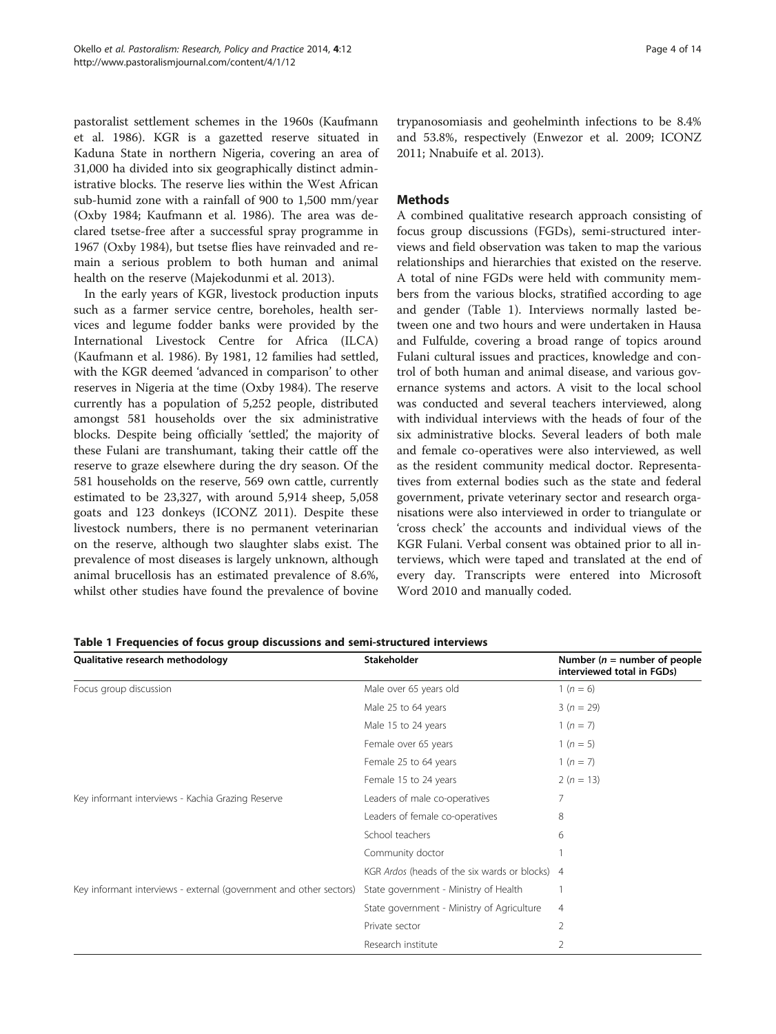pastoralist settlement schemes in the 1960s (Kaufmann et al. 1986). KGR is a gazetted reserve situated in Kaduna State in northern Nigeria, covering an area of 31,000 ha divided into six geographically distinct administrative blocks. The reserve lies within the West African sub-humid zone with a rainfall of 900 to 1,500 mm/year (Oxby 1984; Kaufmann et al. 1986). The area was declared tsetse-free after a successful spray programme in 1967 (Oxby 1984), but tsetse flies have reinvaded and remain a serious problem to both human and animal health on the reserve (Majekodunmi et al. 2013).

In the early years of KGR, livestock production inputs such as a farmer service centre, boreholes, health services and legume fodder banks were provided by the International Livestock Centre for Africa (ILCA) (Kaufmann et al. 1986). By 1981, 12 families had settled, with the KGR deemed 'advanced in comparison' to other reserves in Nigeria at the time (Oxby 1984). The reserve currently has a population of 5,252 people, distributed amongst 581 households over the six administrative blocks. Despite being officially 'settled', the majority of these Fulani are transhumant, taking their cattle off the reserve to graze elsewhere during the dry season. Of the 581 households on the reserve, 569 own cattle, currently estimated to be 23,327, with around 5,914 sheep, 5,058 goats and 123 donkeys (ICONZ 2011). Despite these livestock numbers, there is no permanent veterinarian on the reserve, although two slaughter slabs exist. The prevalence of most diseases is largely unknown, although animal brucellosis has an estimated prevalence of 8.6%, whilst other studies have found the prevalence of bovine trypanosomiasis and geohelminth infections to be 8.4% and 53.8%, respectively (Enwezor et al. 2009; ICONZ 2011; Nnabuife et al. 2013).

## Methods

A combined qualitative research approach consisting of focus group discussions (FGDs), semi-structured interviews and field observation was taken to map the various relationships and hierarchies that existed on the reserve. A total of nine FGDs were held with community members from the various blocks, stratified according to age and gender (Table 1). Interviews normally lasted between one and two hours and were undertaken in Hausa and Fulfulde, covering a broad range of topics around Fulani cultural issues and practices, knowledge and control of both human and animal disease, and various governance systems and actors. A visit to the local school was conducted and several teachers interviewed, along with individual interviews with the heads of four of the six administrative blocks. Several leaders of both male and female co-operatives were also interviewed, as well as the resident community medical doctor. Representatives from external bodies such as the state and federal government, private veterinary sector and research organisations were also interviewed in order to triangulate or 'cross check' the accounts and individual views of the KGR Fulani. Verbal consent was obtained prior to all interviews, which were taped and translated at the end of every day. Transcripts were entered into Microsoft Word 2010 and manually coded.

**Table 1 Frequencies of focus group discussions and semi-structured interviews**

| Qualitative research methodology | Stakeholder | Number (n = number of people interviewed total in FGDs) |
|---|---|---|
| Focus group discussion | Male over 65 years old | 1 (n = 6) |
| | Male 25 to 64 years | 3 (n = 29) |
| | Male 15 to 24 years | 1 (n = 7) |
| | Female over 65 years | 1 (n = 5) |
| | Female 25 to 64 years | 1 (n = 7) |
| | Female 15 to 24 years | 2 (n = 13) |
| Key informant interviews - Kachia Grazing Reserve | Leaders of male co-operatives | 7 |
| | Leaders of female co-operatives | 8 |
| | School teachers | 6 |
| | Community doctor | 1 |
| | KGR *Ardos* (heads of the six wards or blocks) | 4 |
| Key informant interviews - external (government and other sectors) | State government - Ministry of Health | 1 |
| | State government - Ministry of Agriculture | 4 |
| | Private sector | 2 |
| | Research institute | 2 |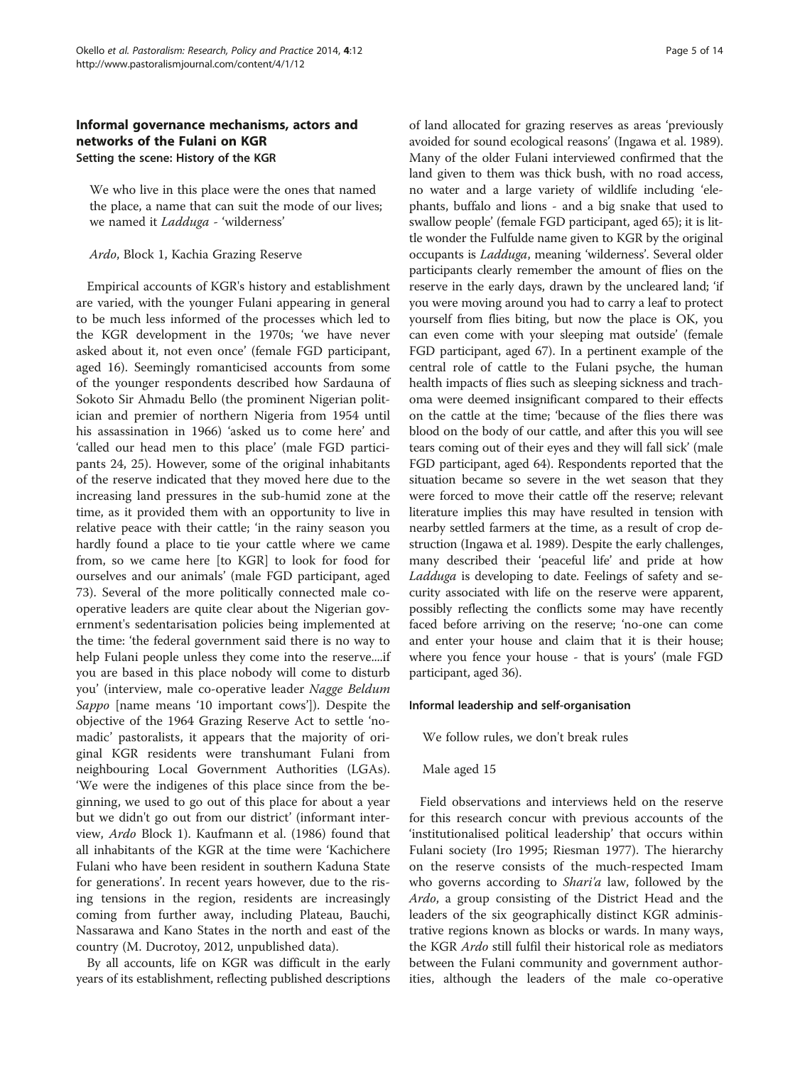## Informal governance mechanisms, actors and networks of the Fulani on KGR

### Setting the scene: History of the KGR

> We who live in this place were the ones that named the place, a name that can suit the mode of our lives; we named it *Ladduga* - 'wilderness'
>
> *Ardo*, Block 1, Kachia Grazing Reserve

Empirical accounts of KGR's history and establishment are varied, with the younger Fulani appearing in general to be much less informed of the processes which led to the KGR development in the 1970s; 'we have never asked about it, not even once' (female FGD participant, aged 16). Seemingly romanticised accounts from some of the younger respondents described how Sardauna of Sokoto Sir Ahmadu Bello (the prominent Nigerian politician and premier of northern Nigeria from 1954 until his assassination in 1966) 'asked us to come here' and 'called our head men to this place' (male FGD participants 24, 25). However, some of the original inhabitants of the reserve indicated that they moved here due to the increasing land pressures in the sub-humid zone at the time, as it provided them with an opportunity to live in relative peace with their cattle; 'in the rainy season you hardly found a place to tie your cattle where we came from, so we came here [to KGR] to look for food for ourselves and our animals' (male FGD participant, aged 73). Several of the more politically connected male co-operative leaders are quite clear about the Nigerian government's sedentarisation policies being implemented at the time: 'the federal government said there is no way to help Fulani people unless they come into the reserve....if you are based in this place nobody will come to disturb you' (interview, male co-operative leader *Nagge Beldum Sappo* [name means '10 important cows']). Despite the objective of the 1964 Grazing Reserve Act to settle 'nomadic' pastoralists, it appears that the majority of original KGR residents were transhumant Fulani from neighbouring Local Government Authorities (LGAs). 'We were the indigenes of this place since from the beginning, we used to go out of this place for about a year but we didn't go out from our district' (informant interview, *Ardo* Block 1). Kaufmann et al. (1986) found that all inhabitants of the KGR at the time were 'Kachichere Fulani who have been resident in southern Kaduna State for generations'. In recent years however, due to the rising tensions in the region, residents are increasingly coming from further away, including Plateau, Bauchi, Nassarawa and Kano States in the north and east of the country (M. Ducrotoy, 2012, unpublished data).

By all accounts, life on KGR was difficult in the early years of its establishment, reflecting published descriptions of land allocated for grazing reserves as areas 'previously avoided for sound ecological reasons' (Ingawa et al. 1989). Many of the older Fulani interviewed confirmed that the land given to them was thick bush, with no road access, no water and a large variety of wildlife including 'elephants, buffalo and lions - and a big snake that used to swallow people' (female FGD participant, aged 65); it is little wonder the Fulfulde name given to KGR by the original occupants is *Ladduga*, meaning 'wilderness'. Several older participants clearly remember the amount of flies on the reserve in the early days, drawn by the uncleared land; 'if you were moving around you had to carry a leaf to protect yourself from flies biting, but now the place is OK, you can even come with your sleeping mat outside' (female FGD participant, aged 67). In a pertinent example of the central role of cattle to the Fulani psyche, the human health impacts of flies such as sleeping sickness and trachoma were deemed insignificant compared to their effects on the cattle at the time; 'because of the flies there was blood on the body of our cattle, and after this you will see tears coming out of their eyes and they will fall sick' (male FGD participant, aged 64). Respondents reported that the situation became so severe in the wet season that they were forced to move their cattle off the reserve; relevant literature implies this may have resulted in tension with nearby settled farmers at the time, as a result of crop destruction (Ingawa et al. 1989). Despite the early challenges, many described their 'peaceful life' and pride at how *Ladduga* is developing to date. Feelings of safety and security associated with life on the reserve were apparent, possibly reflecting the conflicts some may have recently faced before arriving on the reserve; 'no-one can come and enter your house and claim that it is their house; where you fence your house - that is yours' (male FGD participant, aged 36).

### Informal leadership and self-organisation

> We follow rules, we don't break rules
>
> Male aged 15

Field observations and interviews held on the reserve for this research concur with previous accounts of the 'institutionalised political leadership' that occurs within Fulani society (Iro 1995; Riesman 1977). The hierarchy on the reserve consists of the much-respected Imam who governs according to *Shari'a* law, followed by the *Ardo*, a group consisting of the District Head and the leaders of the six geographically distinct KGR administrative regions known as blocks or wards. In many ways, the KGR *Ardo* still fulfil their historical role as mediators between the Fulani community and government authorities, although the leaders of the male co-operative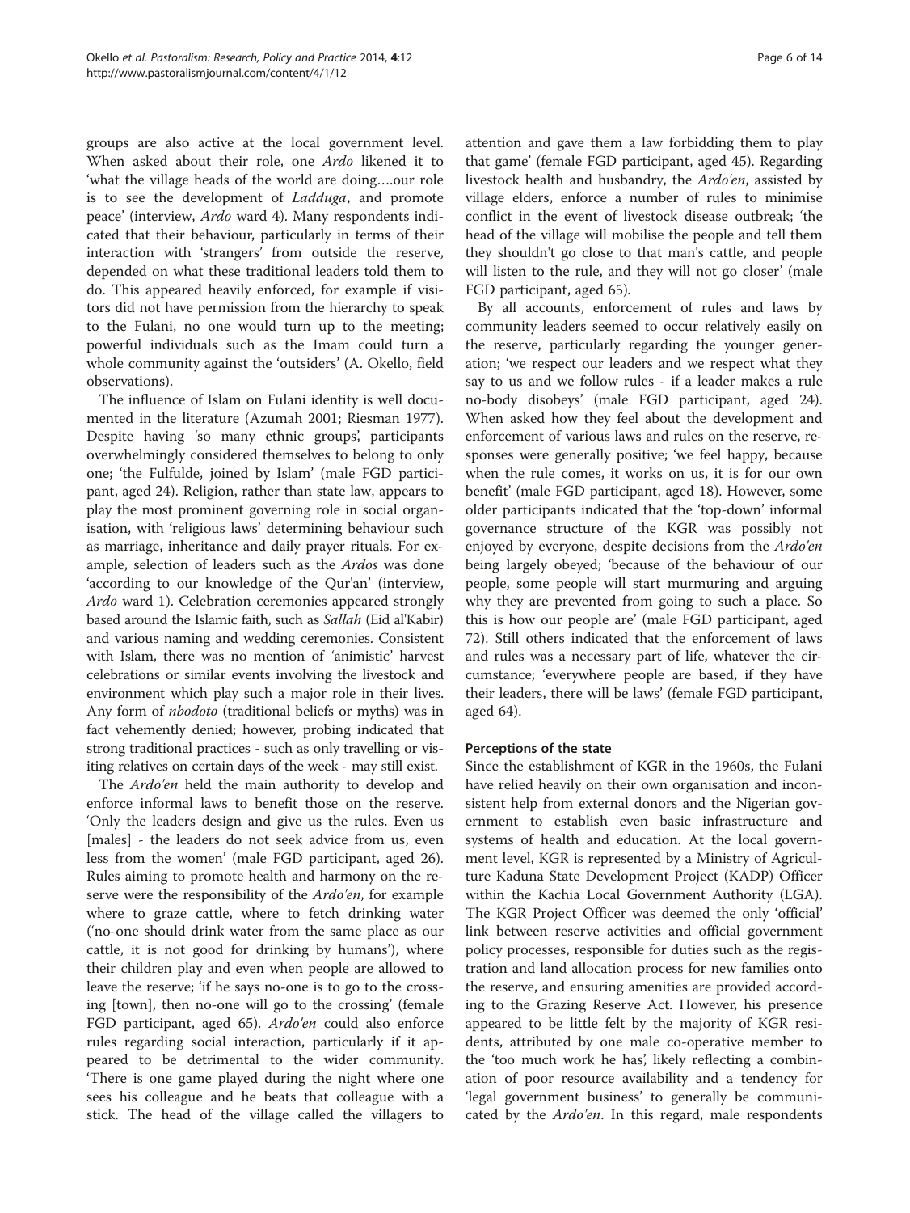groups are also active at the local government level. When asked about their role, one *Ardo* likened it to 'what the village heads of the world are doing….our role is to see the development of *Ladduga*, and promote peace' (interview, *Ardo* ward 4). Many respondents indicated that their behaviour, particularly in terms of their interaction with 'strangers' from outside the reserve, depended on what these traditional leaders told them to do. This appeared heavily enforced, for example if visitors did not have permission from the hierarchy to speak to the Fulani, no one would turn up to the meeting; powerful individuals such as the Imam could turn a whole community against the 'outsiders' (A. Okello, field observations).

The influence of Islam on Fulani identity is well documented in the literature (Azumah 2001; Riesman 1977). Despite having 'so many ethnic groups', participants overwhelmingly considered themselves to belong to only one; 'the Fulfulde, joined by Islam' (male FGD participant, aged 24). Religion, rather than state law, appears to play the most prominent governing role in social organisation, with 'religious laws' determining behaviour such as marriage, inheritance and daily prayer rituals. For example, selection of leaders such as the *Ardos* was done 'according to our knowledge of the Qur'an' (interview, *Ardo* ward 1). Celebration ceremonies appeared strongly based around the Islamic faith, such as *Sallah* (Eid al'Kabir) and various naming and wedding ceremonies. Consistent with Islam, there was no mention of 'animistic' harvest celebrations or similar events involving the livestock and environment which play such a major role in their lives. Any form of *nbodoto* (traditional beliefs or myths) was in fact vehemently denied; however, probing indicated that strong traditional practices - such as only travelling or visiting relatives on certain days of the week - may still exist.

The *Ardo'en* held the main authority to develop and enforce informal laws to benefit those on the reserve. 'Only the leaders design and give us the rules. Even us [males] - the leaders do not seek advice from us, even less from the women' (male FGD participant, aged 26). Rules aiming to promote health and harmony on the reserve were the responsibility of the *Ardo'en*, for example where to graze cattle, where to fetch drinking water ('no-one should drink water from the same place as our cattle, it is not good for drinking by humans'), where their children play and even when people are allowed to leave the reserve; 'if he says no-one is to go to the crossing [town], then no-one will go to the crossing' (female FGD participant, aged 65). *Ardo'en* could also enforce rules regarding social interaction, particularly if it appeared to be detrimental to the wider community. 'There is one game played during the night where one sees his colleague and he beats that colleague with a stick. The head of the village called the villagers to attention and gave them a law forbidding them to play that game' (female FGD participant, aged 45). Regarding livestock health and husbandry, the *Ardo'en*, assisted by village elders, enforce a number of rules to minimise conflict in the event of livestock disease outbreak; 'the head of the village will mobilise the people and tell them they shouldn't go close to that man's cattle, and people will listen to the rule, and they will not go closer' (male FGD participant, aged 65).

By all accounts, enforcement of rules and laws by community leaders seemed to occur relatively easily on the reserve, particularly regarding the younger generation; 'we respect our leaders and we respect what they say to us and we follow rules - if a leader makes a rule no-body disobeys' (male FGD participant, aged 24). When asked how they feel about the development and enforcement of various laws and rules on the reserve, responses were generally positive; 'we feel happy, because when the rule comes, it works on us, it is for our own benefit' (male FGD participant, aged 18). However, some older participants indicated that the 'top-down' informal governance structure of the KGR was possibly not enjoyed by everyone, despite decisions from the *Ardo'en* being largely obeyed; 'because of the behaviour of our people, some people will start murmuring and arguing why they are prevented from going to such a place. So this is how our people are' (male FGD participant, aged 72). Still others indicated that the enforcement of laws and rules was a necessary part of life, whatever the circumstance; 'everywhere people are based, if they have their leaders, there will be laws' (female FGD participant, aged 64).

#### Perceptions of the state

Since the establishment of KGR in the 1960s, the Fulani have relied heavily on their own organisation and inconsistent help from external donors and the Nigerian government to establish even basic infrastructure and systems of health and education. At the local government level, KGR is represented by a Ministry of Agriculture Kaduna State Development Project (KADP) Officer within the Kachia Local Government Authority (LGA). The KGR Project Officer was deemed the only 'official' link between reserve activities and official government policy processes, responsible for duties such as the registration and land allocation process for new families onto the reserve, and ensuring amenities are provided according to the Grazing Reserve Act. However, his presence appeared to be little felt by the majority of KGR residents, attributed by one male co-operative member to the 'too much work he has', likely reflecting a combination of poor resource availability and a tendency for 'legal government business' to generally be communicated by the *Ardo'en*. In this regard, male respondents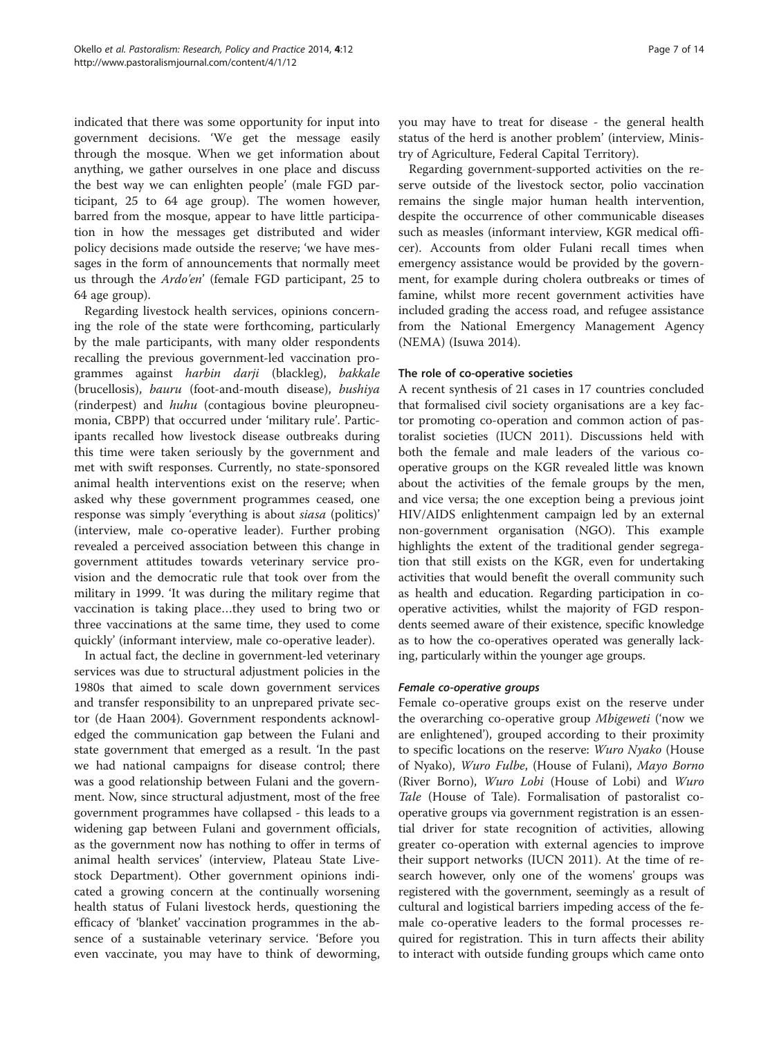indicated that there was some opportunity for input into government decisions. 'We get the message easily through the mosque. When we get information about anything, we gather ourselves in one place and discuss the best way we can enlighten people' (male FGD participant, 25 to 64 age group). The women however, barred from the mosque, appear to have little participation in how the messages get distributed and wider policy decisions made outside the reserve; 'we have messages in the form of announcements that normally meet us through the *Ardo'en*' (female FGD participant, 25 to 64 age group).

Regarding livestock health services, opinions concerning the role of the state were forthcoming, particularly by the male participants, with many older respondents recalling the previous government-led vaccination programmes against *harbin darji* (blackleg), *bakkale* (brucellosis), *bauru* (foot-and-mouth disease), *bushiya* (rinderpest) and *huhu* (contagious bovine pleuropneumonia, CBPP) that occurred under 'military rule'. Participants recalled how livestock disease outbreaks during this time were taken seriously by the government and met with swift responses. Currently, no state-sponsored animal health interventions exist on the reserve; when asked why these government programmes ceased, one response was simply 'everything is about *siasa* (politics)' (interview, male co-operative leader). Further probing revealed a perceived association between this change in government attitudes towards veterinary service provision and the democratic rule that took over from the military in 1999. 'It was during the military regime that vaccination is taking place…they used to bring two or three vaccinations at the same time, they used to come quickly' (informant interview, male co-operative leader).

In actual fact, the decline in government-led veterinary services was due to structural adjustment policies in the 1980s that aimed to scale down government services and transfer responsibility to an unprepared private sector (de Haan 2004). Government respondents acknowledged the communication gap between the Fulani and state government that emerged as a result. 'In the past we had national campaigns for disease control; there was a good relationship between Fulani and the government. Now, since structural adjustment, most of the free government programmes have collapsed - this leads to a widening gap between Fulani and government officials, as the government now has nothing to offer in terms of animal health services' (interview, Plateau State Livestock Department). Other government opinions indicated a growing concern at the continually worsening health status of Fulani livestock herds, questioning the efficacy of 'blanket' vaccination programmes in the absence of a sustainable veterinary service. 'Before you even vaccinate, you may have to think of deworming, you may have to treat for disease - the general health status of the herd is another problem' (interview, Ministry of Agriculture, Federal Capital Territory).

Regarding government-supported activities on the reserve outside of the livestock sector, polio vaccination remains the single major human health intervention, despite the occurrence of other communicable diseases such as measles (informant interview, KGR medical officer). Accounts from older Fulani recall times when emergency assistance would be provided by the government, for example during cholera outbreaks or times of famine, whilst more recent government activities have included grading the access road, and refugee assistance from the National Emergency Management Agency (NEMA) (Isuwa 2014).

### The role of co-operative societies

A recent synthesis of 21 cases in 17 countries concluded that formalised civil society organisations are a key factor promoting co-operation and common action of pastoralist societies (IUCN 2011). Discussions held with both the female and male leaders of the various co-operative groups on the KGR revealed little was known about the activities of the female groups by the men, and vice versa; the one exception being a previous joint HIV/AIDS enlightenment campaign led by an external non-government organisation (NGO). This example highlights the extent of the traditional gender segregation that still exists on the KGR, even for undertaking activities that would benefit the overall community such as health and education. Regarding participation in co-operative activities, whilst the majority of FGD respondents seemed aware of their existence, specific knowledge as to how the co-operatives operated was generally lacking, particularly within the younger age groups.

#### *Female co-operative groups*

Female co-operative groups exist on the reserve under the overarching co-operative group *Mbigeweti* ('now we are enlightened'), grouped according to their proximity to specific locations on the reserve: *Wuro Nyako* (House of Nyako), *Wuro Fulbe*, (House of Fulani), *Mayo Borno* (River Borno), *Wuro Lobi* (House of Lobi) and *Wuro Tale* (House of Tale). Formalisation of pastoralist co-operative groups via government registration is an essential driver for state recognition of activities, allowing greater co-operation with external agencies to improve their support networks (IUCN 2011). At the time of research however, only one of the womens' groups was registered with the government, seemingly as a result of cultural and logistical barriers impeding access of the female co-operative leaders to the formal processes required for registration. This in turn affects their ability to interact with outside funding groups which came onto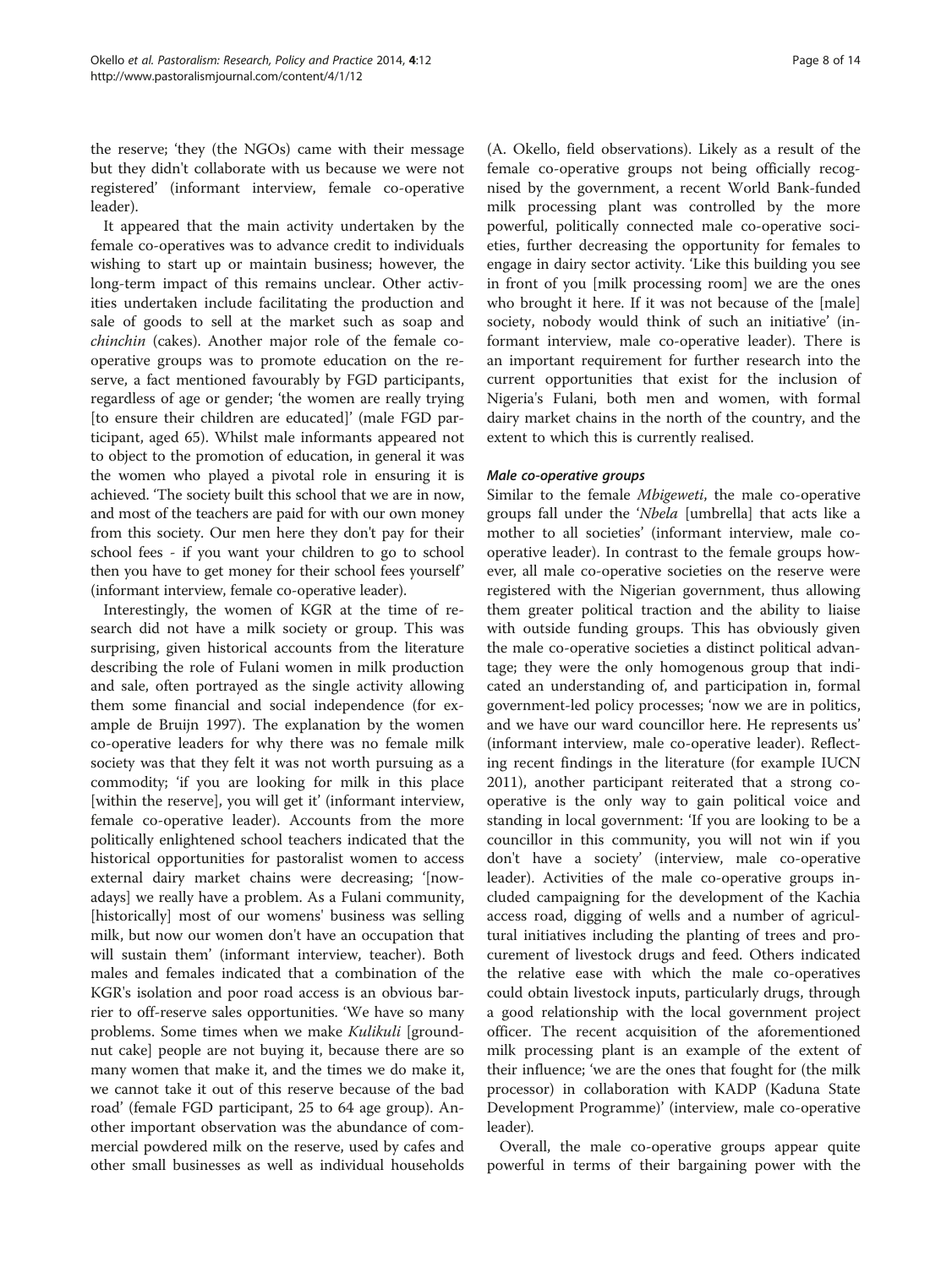the reserve; 'they (the NGOs) came with their message but they didn't collaborate with us because we were not registered' (informant interview, female co-operative leader).

It appeared that the main activity undertaken by the female co-operatives was to advance credit to individuals wishing to start up or maintain business; however, the long-term impact of this remains unclear. Other activities undertaken include facilitating the production and sale of goods to sell at the market such as soap and *chinchin* (cakes). Another major role of the female co-operative groups was to promote education on the reserve, a fact mentioned favourably by FGD participants, regardless of age or gender; 'the women are really trying [to ensure their children are educated]' (male FGD participant, aged 65). Whilst male informants appeared not to object to the promotion of education, in general it was the women who played a pivotal role in ensuring it is achieved. 'The society built this school that we are in now, and most of the teachers are paid for with our own money from this society. Our men here they don't pay for their school fees - if you want your children to go to school then you have to get money for their school fees yourself' (informant interview, female co-operative leader).

Interestingly, the women of KGR at the time of research did not have a milk society or group. This was surprising, given historical accounts from the literature describing the role of Fulani women in milk production and sale, often portrayed as the single activity allowing them some financial and social independence (for example de Bruijn 1997). The explanation by the women co-operative leaders for why there was no female milk society was that they felt it was not worth pursuing as a commodity; 'if you are looking for milk in this place [within the reserve], you will get it' (informant interview, female co-operative leader). Accounts from the more politically enlightened school teachers indicated that the historical opportunities for pastoralist women to access external dairy market chains were decreasing; '[nowadays] we really have a problem. As a Fulani community, [historically] most of our womens' business was selling milk, but now our women don't have an occupation that will sustain them' (informant interview, teacher). Both males and females indicated that a combination of the KGR's isolation and poor road access is an obvious barrier to off-reserve sales opportunities. 'We have so many problems. Some times when we make *Kulikuli* [groundnut cake] people are not buying it, because there are so many women that make it, and the times we do make it, we cannot take it out of this reserve because of the bad road' (female FGD participant, 25 to 64 age group). Another important observation was the abundance of commercial powdered milk on the reserve, used by cafes and other small businesses as well as individual households (A. Okello, field observations). Likely as a result of the female co-operative groups not being officially recognised by the government, a recent World Bank-funded milk processing plant was controlled by the more powerful, politically connected male co-operative societies, further decreasing the opportunity for females to engage in dairy sector activity. 'Like this building you see in front of you [milk processing room] we are the ones who brought it here. If it was not because of the [male] society, nobody would think of such an initiative' (informant interview, male co-operative leader). There is an important requirement for further research into the current opportunities that exist for the inclusion of Nigeria's Fulani, both men and women, with formal dairy market chains in the north of the country, and the extent to which this is currently realised.

#### *Male co-operative groups*

Similar to the female *Mbigeweti*, the male co-operative groups fall under the '*Nbela* [umbrella] that acts like a mother to all societies' (informant interview, male co-operative leader). In contrast to the female groups however, all male co-operative societies on the reserve were registered with the Nigerian government, thus allowing them greater political traction and the ability to liaise with outside funding groups. This has obviously given the male co-operative societies a distinct political advantage; they were the only homogenous group that indicated an understanding of, and participation in, formal government-led policy processes; 'now we are in politics, and we have our ward councillor here. He represents us' (informant interview, male co-operative leader). Reflecting recent findings in the literature (for example IUCN 2011), another participant reiterated that a strong co-operative is the only way to gain political voice and standing in local government: 'If you are looking to be a councillor in this community, you will not win if you don't have a society' (interview, male co-operative leader). Activities of the male co-operative groups included campaigning for the development of the Kachia access road, digging of wells and a number of agricultural initiatives including the planting of trees and procurement of livestock drugs and feed. Others indicated the relative ease with which the male co-operatives could obtain livestock inputs, particularly drugs, through a good relationship with the local government project officer. The recent acquisition of the aforementioned milk processing plant is an example of the extent of their influence; 'we are the ones that fought for (the milk processor) in collaboration with KADP (Kaduna State Development Programme)' (interview, male co-operative leader).

Overall, the male co-operative groups appear quite powerful in terms of their bargaining power with the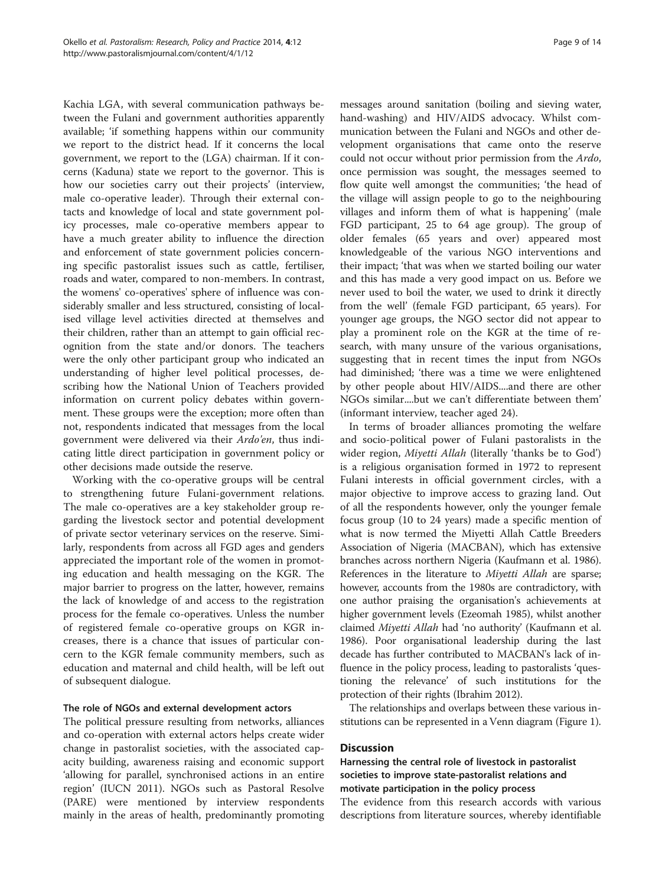Kachia LGA, with several communication pathways between the Fulani and government authorities apparently available; 'if something happens within our community we report to the district head. If it concerns the local government, we report to the (LGA) chairman. If it concerns (Kaduna) state we report to the governor. This is how our societies carry out their projects' (interview, male co-operative leader). Through their external contacts and knowledge of local and state government policy processes, male co-operative members appear to have a much greater ability to influence the direction and enforcement of state government policies concerning specific pastoralist issues such as cattle, fertiliser, roads and water, compared to non-members. In contrast, the womens' co-operatives' sphere of influence was considerably smaller and less structured, consisting of localised village level activities directed at themselves and their children, rather than an attempt to gain official recognition from the state and/or donors. The teachers were the only other participant group who indicated an understanding of higher level political processes, describing how the National Union of Teachers provided information on current policy debates within government. These groups were the exception; more often than not, respondents indicated that messages from the local government were delivered via their *Ardo'en*, thus indicating little direct participation in government policy or other decisions made outside the reserve.

Working with the co-operative groups will be central to strengthening future Fulani-government relations. The male co-operatives are a key stakeholder group regarding the livestock sector and potential development of private sector veterinary services on the reserve. Similarly, respondents from across all FGD ages and genders appreciated the important role of the women in promoting education and health messaging on the KGR. The major barrier to progress on the latter, however, remains the lack of knowledge of and access to the registration process for the female co-operatives. Unless the number of registered female co-operative groups on KGR increases, there is a chance that issues of particular concern to the KGR female community members, such as education and maternal and child health, will be left out of subsequent dialogue.

#### The role of NGOs and external development actors

The political pressure resulting from networks, alliances and co-operation with external actors helps create wider change in pastoralist societies, with the associated capacity building, awareness raising and economic support 'allowing for parallel, synchronised actions in an entire region' (IUCN 2011). NGOs such as Pastoral Resolve (PARE) were mentioned by interview respondents mainly in the areas of health, predominantly promoting messages around sanitation (boiling and sieving water, hand-washing) and HIV/AIDS advocacy. Whilst communication between the Fulani and NGOs and other development organisations that came onto the reserve could not occur without prior permission from the *Ardo*, once permission was sought, the messages seemed to flow quite well amongst the communities; 'the head of the village will assign people to go to the neighbouring villages and inform them of what is happening' (male FGD participant, 25 to 64 age group). The group of older females (65 years and over) appeared most knowledgeable of the various NGO interventions and their impact; 'that was when we started boiling our water and this has made a very good impact on us. Before we never used to boil the water, we used to drink it directly from the well' (female FGD participant, 65 years). For younger age groups, the NGO sector did not appear to play a prominent role on the KGR at the time of research, with many unsure of the various organisations, suggesting that in recent times the input from NGOs had diminished; 'there was a time we were enlightened by other people about HIV/AIDS....and there are other NGOs similar....but we can't differentiate between them' (informant interview, teacher aged 24).

In terms of broader alliances promoting the welfare and socio-political power of Fulani pastoralists in the wider region, *Miyetti Allah* (literally 'thanks be to God') is a religious organisation formed in 1972 to represent Fulani interests in official government circles, with a major objective to improve access to grazing land. Out of all the respondents however, only the younger female focus group (10 to 24 years) made a specific mention of what is now termed the Miyetti Allah Cattle Breeders Association of Nigeria (MACBAN), which has extensive branches across northern Nigeria (Kaufmann et al. 1986). References in the literature to *Miyetti Allah* are sparse; however, accounts from the 1980s are contradictory, with one author praising the organisation's achievements at higher government levels (Ezeomah 1985), whilst another claimed *Miyetti Allah* had 'no authority' (Kaufmann et al. 1986). Poor organisational leadership during the last decade has further contributed to MACBAN's lack of influence in the policy process, leading to pastoralists 'questioning the relevance' of such institutions for the protection of their rights (Ibrahim 2012).

The relationships and overlaps between these various institutions can be represented in a Venn diagram (Figure 1).

## Discussion

### Harnessing the central role of livestock in pastoralist societies to improve state-pastoralist relations and motivate participation in the policy process

The evidence from this research accords with various descriptions from literature sources, whereby identifiable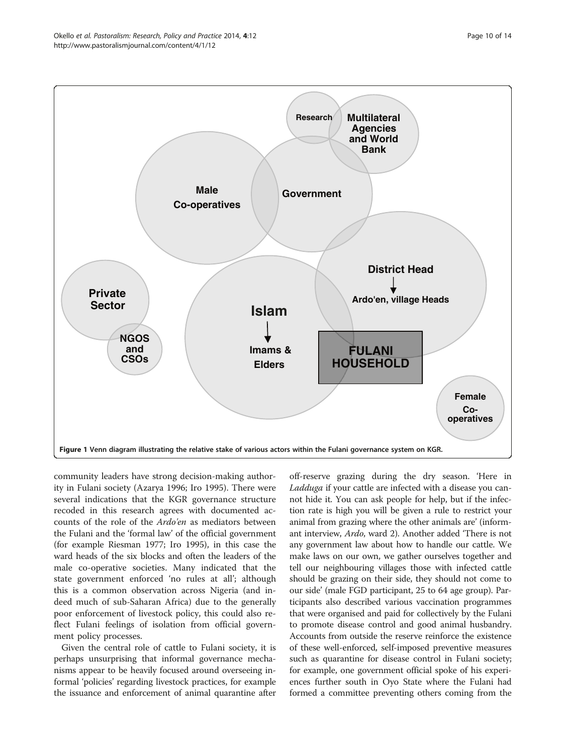Research

Multilateral Agencies and World Bank

Male Co-operatives

Government

District Head

Ardo'en, village Heads

Private Sector

Islam

Imams & Elders

NGOS and CSOs

FULANI HOUSEHOLD

Female Co-operatives

**Figure 1 Venn diagram illustrating the relative stake of various actors within the Fulani governance system on KGR.**

community leaders have strong decision-making authority in Fulani society (Azarya 1996; Iro 1995). There were several indications that the KGR governance structure recoded in this research agrees with documented accounts of the role of the *Ardo'en* as mediators between the Fulani and the 'formal law' of the official government (for example Riesman 1977; Iro 1995), in this case the ward heads of the six blocks and often the leaders of the male co-operative societies. Many indicated that the state government enforced 'no rules at all'; although this is a common observation across Nigeria (and indeed much of sub-Saharan Africa) due to the generally poor enforcement of livestock policy, this could also reflect Fulani feelings of isolation from official government policy processes.

Given the central role of cattle to Fulani society, it is perhaps unsurprising that informal governance mechanisms appear to be heavily focused around overseeing informal 'policies' regarding livestock practices, for example the issuance and enforcement of animal quarantine after off-reserve grazing during the dry season. 'Here in *Ladduga* if your cattle are infected with a disease you cannot hide it. You can ask people for help, but if the infection rate is high you will be given a rule to restrict your animal from grazing where the other animals are' (informant interview, *Ardo*, ward 2). Another added 'There is not any government law about how to handle our cattle. We make laws on our own, we gather ourselves together and tell our neighbouring villages those with infected cattle should be grazing on their side, they should not come to our side' (male FGD participant, 25 to 64 age group). Participants also described various vaccination programmes that were organised and paid for collectively by the Fulani to promote disease control and good animal husbandry. Accounts from outside the reserve reinforce the existence of these well-enforced, self-imposed preventive measures such as quarantine for disease control in Fulani society; for example, one government official spoke of his experiences further south in Oyo State where the Fulani had formed a committee preventing others coming from the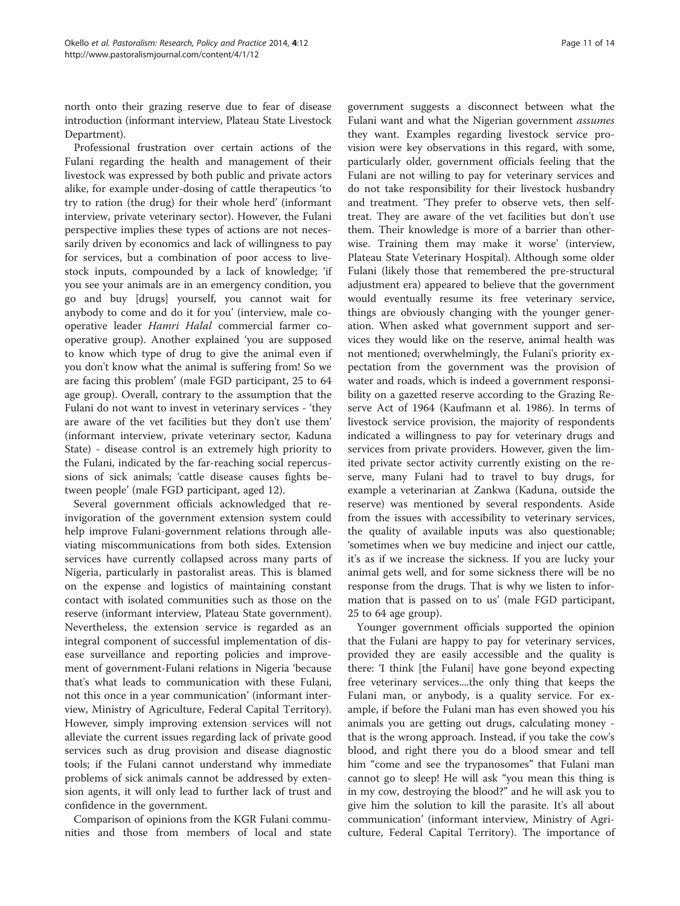north onto their grazing reserve due to fear of disease introduction (informant interview, Plateau State Livestock Department).

Professional frustration over certain actions of the Fulani regarding the health and management of their livestock was expressed by both public and private actors alike, for example under-dosing of cattle therapeutics 'to try to ration (the drug) for their whole herd' (informant interview, private veterinary sector). However, the Fulani perspective implies these types of actions are not necessarily driven by economics and lack of willingness to pay for services, but a combination of poor access to livestock inputs, compounded by a lack of knowledge; 'if you see your animals are in an emergency condition, you go and buy [drugs] yourself, you cannot wait for anybody to come and do it for you' (interview, male cooperative leader *Hamri Halal* commercial farmer cooperative group). Another explained 'you are supposed to know which type of drug to give the animal even if you don't know what the animal is suffering from! So we are facing this problem' (male FGD participant, 25 to 64 age group). Overall, contrary to the assumption that the Fulani do not want to invest in veterinary services - 'they are aware of the vet facilities but they don't use them' (informant interview, private veterinary sector, Kaduna State) - disease control is an extremely high priority to the Fulani, indicated by the far-reaching social repercussions of sick animals; 'cattle disease causes fights between people' (male FGD participant, aged 12).

Several government officials acknowledged that reinvigoration of the government extension system could help improve Fulani-government relations through alleviating miscommunications from both sides. Extension services have currently collapsed across many parts of Nigeria, particularly in pastoralist areas. This is blamed on the expense and logistics of maintaining constant contact with isolated communities such as those on the reserve (informant interview, Plateau State government). Nevertheless, the extension service is regarded as an integral component of successful implementation of disease surveillance and reporting policies and improvement of government-Fulani relations in Nigeria 'because that's what leads to communication with these Fulani, not this once in a year communication' (informant interview, Ministry of Agriculture, Federal Capital Territory). However, simply improving extension services will not alleviate the current issues regarding lack of private good services such as drug provision and disease diagnostic tools; if the Fulani cannot understand why immediate problems of sick animals cannot be addressed by extension agents, it will only lead to further lack of trust and confidence in the government.

Comparison of opinions from the KGR Fulani communities and those from members of local and state government suggests a disconnect between what the Fulani want and what the Nigerian government *assumes* they want. Examples regarding livestock service provision were key observations in this regard, with some, particularly older, government officials feeling that the Fulani are not willing to pay for veterinary services and do not take responsibility for their livestock husbandry and treatment. 'They prefer to observe vets, then self-treat. They are aware of the vet facilities but don't use them. Their knowledge is more of a barrier than otherwise. Training them may make it worse' (interview, Plateau State Veterinary Hospital). Although some older Fulani (likely those that remembered the pre-structural adjustment era) appeared to believe that the government would eventually resume its free veterinary service, things are obviously changing with the younger generation. When asked what government support and services they would like on the reserve, animal health was not mentioned; overwhelmingly, the Fulani's priority expectation from the government was the provision of water and roads, which is indeed a government responsibility on a gazetted reserve according to the Grazing Reserve Act of 1964 (Kaufmann et al. 1986). In terms of livestock service provision, the majority of respondents indicated a willingness to pay for veterinary drugs and services from private providers. However, given the limited private sector activity currently existing on the reserve, many Fulani had to travel to buy drugs, for example a veterinarian at Zankwa (Kaduna, outside the reserve) was mentioned by several respondents. Aside from the issues with accessibility to veterinary services, the quality of available inputs was also questionable; 'sometimes when we buy medicine and inject our cattle, it's as if we increase the sickness. If you are lucky your animal gets well, and for some sickness there will be no response from the drugs. That is why we listen to information that is passed on to us' (male FGD participant, 25 to 64 age group).

Younger government officials supported the opinion that the Fulani are happy to pay for veterinary services, provided they are easily accessible and the quality is there: 'I think [the Fulani] have gone beyond expecting free veterinary services....the only thing that keeps the Fulani man, or anybody, is a quality service. For example, if before the Fulani man has even showed you his animals you are getting out drugs, calculating money - that is the wrong approach. Instead, if you take the cow's blood, and right there you do a blood smear and tell him "come and see the trypanosomes" that Fulani man cannot go to sleep! He will ask "you mean this thing is in my cow, destroying the blood?" and he will ask you to give him the solution to kill the parasite. It's all about communication' (informant interview, Ministry of Agriculture, Federal Capital Territory). The importance of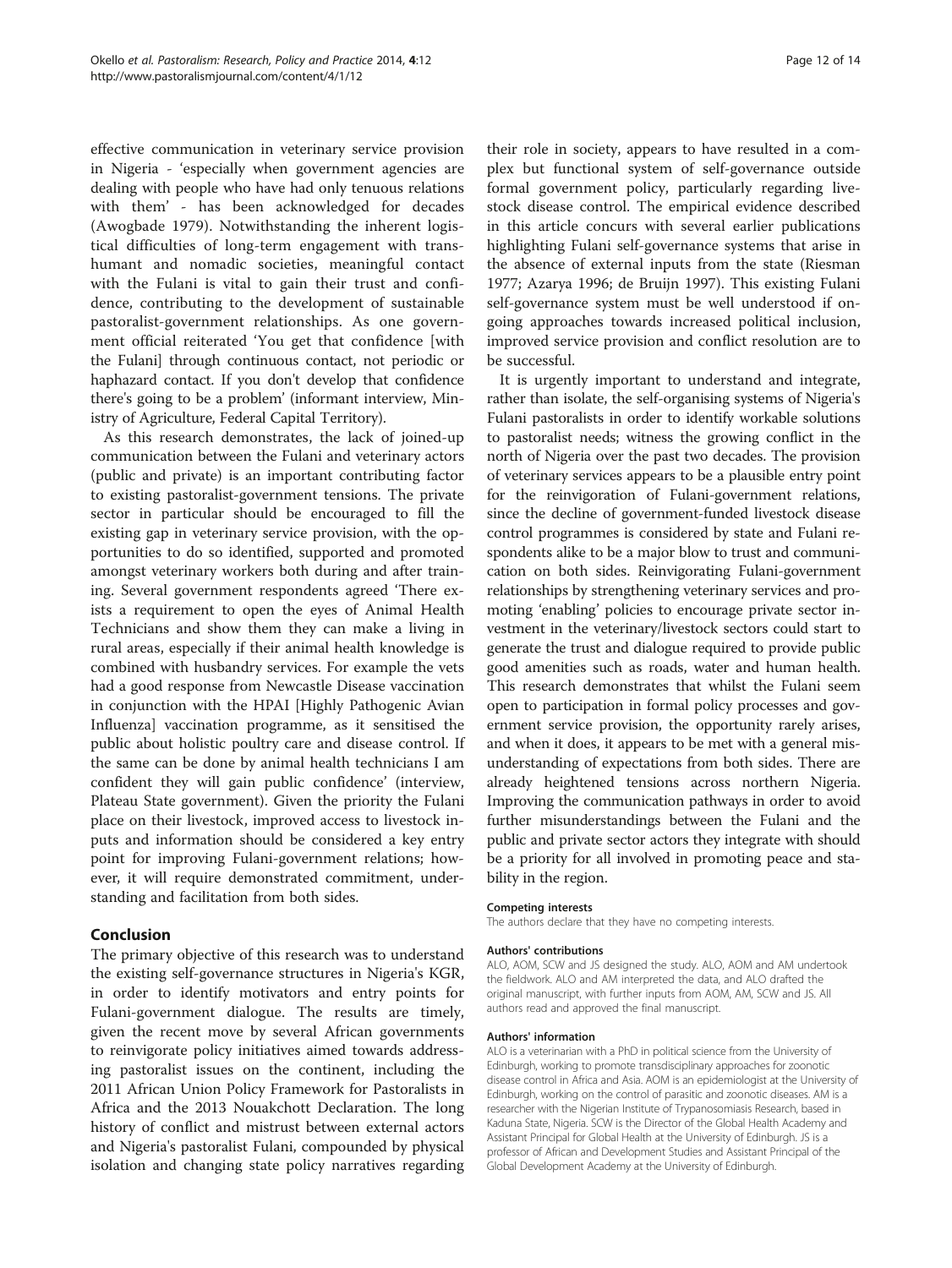effective communication in veterinary service provision in Nigeria - 'especially when government agencies are dealing with people who have had only tenuous relations with them' - has been acknowledged for decades (Awogbade 1979). Notwithstanding the inherent logistical difficulties of long-term engagement with transhumant and nomadic societies, meaningful contact with the Fulani is vital to gain their trust and confidence, contributing to the development of sustainable pastoralist-government relationships. As one government official reiterated 'You get that confidence [with the Fulani] through continuous contact, not periodic or haphazard contact. If you don't develop that confidence there's going to be a problem' (informant interview, Ministry of Agriculture, Federal Capital Territory).

As this research demonstrates, the lack of joined-up communication between the Fulani and veterinary actors (public and private) is an important contributing factor to existing pastoralist-government tensions. The private sector in particular should be encouraged to fill the existing gap in veterinary service provision, with the opportunities to do so identified, supported and promoted amongst veterinary workers both during and after training. Several government respondents agreed 'There exists a requirement to open the eyes of Animal Health Technicians and show them they can make a living in rural areas, especially if their animal health knowledge is combined with husbandry services. For example the vets had a good response from Newcastle Disease vaccination in conjunction with the HPAI [Highly Pathogenic Avian Influenza] vaccination programme, as it sensitised the public about holistic poultry care and disease control. If the same can be done by animal health technicians I am confident they will gain public confidence' (interview, Plateau State government). Given the priority the Fulani place on their livestock, improved access to livestock inputs and information should be considered a key entry point for improving Fulani-government relations; however, it will require demonstrated commitment, understanding and facilitation from both sides.

## Conclusion

The primary objective of this research was to understand the existing self-governance structures in Nigeria's KGR, in order to identify motivators and entry points for Fulani-government dialogue. The results are timely, given the recent move by several African governments to reinvigorate policy initiatives aimed towards addressing pastoralist issues on the continent, including the 2011 African Union Policy Framework for Pastoralists in Africa and the 2013 Nouakchott Declaration. The long history of conflict and mistrust between external actors and Nigeria's pastoralist Fulani, compounded by physical isolation and changing state policy narratives regarding their role in society, appears to have resulted in a complex but functional system of self-governance outside formal government policy, particularly regarding livestock disease control. The empirical evidence described in this article concurs with several earlier publications highlighting Fulani self-governance systems that arise in the absence of external inputs from the state (Riesman 1977; Azarya 1996; de Bruijn 1997). This existing Fulani self-governance system must be well understood if ongoing approaches towards increased political inclusion, improved service provision and conflict resolution are to be successful.

It is urgently important to understand and integrate, rather than isolate, the self-organising systems of Nigeria's Fulani pastoralists in order to identify workable solutions to pastoralist needs; witness the growing conflict in the north of Nigeria over the past two decades. The provision of veterinary services appears to be a plausible entry point for the reinvigoration of Fulani-government relations, since the decline of government-funded livestock disease control programmes is considered by state and Fulani respondents alike to be a major blow to trust and communication on both sides. Reinvigorating Fulani-government relationships by strengthening veterinary services and promoting 'enabling' policies to encourage private sector investment in the veterinary/livestock sectors could start to generate the trust and dialogue required to provide public good amenities such as roads, water and human health. This research demonstrates that whilst the Fulani seem open to participation in formal policy processes and government service provision, the opportunity rarely arises, and when it does, it appears to be met with a general misunderstanding of expectations from both sides. There are already heightened tensions across northern Nigeria. Improving the communication pathways in order to avoid further misunderstandings between the Fulani and the public and private sector actors they integrate with should be a priority for all involved in promoting peace and stability in the region.

#### Competing interests

The authors declare that they have no competing interests.

#### Authors' contributions

ALO, AOM, SCW and JS designed the study. ALO, AOM and AM undertook the fieldwork. ALO and AM interpreted the data, and ALO drafted the original manuscript, with further inputs from AOM, AM, SCW and JS. All authors read and approved the final manuscript.

#### Authors' information

ALO is a veterinarian with a PhD in political science from the University of Edinburgh, working to promote transdisciplinary approaches for zoonotic disease control in Africa and Asia. AOM is an epidemiologist at the University of Edinburgh, working on the control of parasitic and zoonotic diseases. AM is a researcher with the Nigerian Institute of Trypanosomiasis Research, based in Kaduna State, Nigeria. SCW is the Director of the Global Health Academy and Assistant Principal for Global Health at the University of Edinburgh. JS is a professor of African and Development Studies and Assistant Principal of the Global Development Academy at the University of Edinburgh.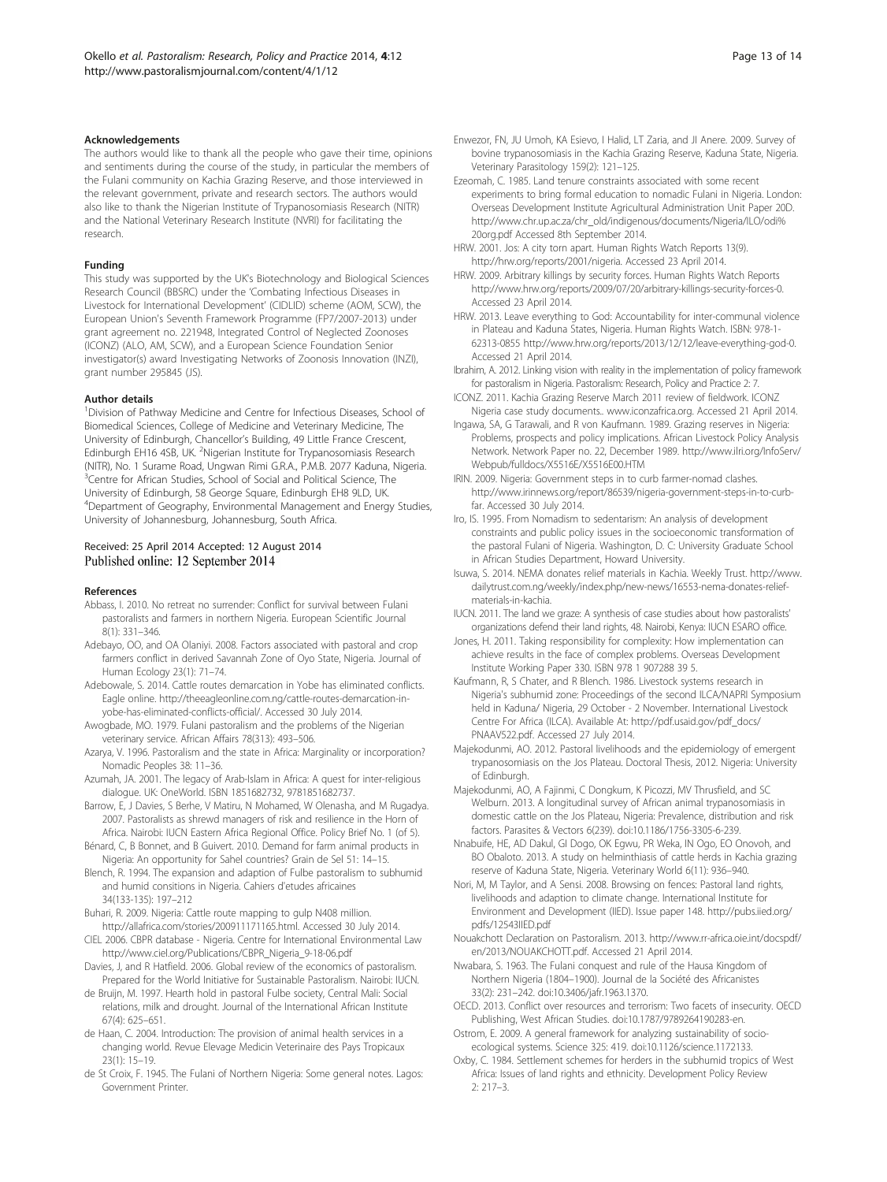#### Acknowledgements

The authors would like to thank all the people who gave their time, opinions and sentiments during the course of the study, in particular the members of the Fulani community on Kachia Grazing Reserve, and those interviewed in the relevant government, private and research sectors. The authors would also like to thank the Nigerian Institute of Trypanosomiasis Research (NITR) and the National Veterinary Research Institute (NVRI) for facilitating the research.

#### Funding

This study was supported by the UK's Biotechnology and Biological Sciences Research Council (BBSRC) under the 'Combating Infectious Diseases in Livestock for International Development' (CIDLID) scheme (AOM, SCW), the European Union's Seventh Framework Programme (FP7/2007-2013) under grant agreement no. 221948, Integrated Control of Neglected Zoonoses (ICONZ) (ALO, AM, SCW), and a European Science Foundation Senior investigator(s) award Investigating Networks of Zoonosis Innovation (INZI), grant number 295845 (JS).

#### Author details

[1]Division of Pathway Medicine and Centre for Infectious Diseases, School of Biomedical Sciences, College of Medicine and Veterinary Medicine, The University of Edinburgh, Chancellor's Building, 49 Little France Crescent, Edinburgh EH16 4SB, UK. [2]Nigerian Institute for Trypanosomiasis Research (NITR), No. 1 Surame Road, Ungwan Rimi G.R.A., P.M.B. 2077 Kaduna, Nigeria. [3]Centre for African Studies, School of Social and Political Science, The University of Edinburgh, 58 George Square, Edinburgh EH8 9LD, UK. [4]Department of Geography, Environmental Management and Energy Studies, University of Johannesburg, Johannesburg, South Africa.

Received: 25 April 2014 Accepted: 12 August 2014
Published online: 12 September 2014

#### References

Abbass, I. 2010. No retreat no surrender: Conflict for survival between Fulani pastoralists and farmers in northern Nigeria. European Scientific Journal 8(1): 331–346.

Adebayo, OO, and OA Olaniyi. 2008. Factors associated with pastoral and crop farmers conflict in derived Savannah Zone of Oyo State, Nigeria. Journal of Human Ecology 23(1): 71–74.

Adebowale, S. 2014. Cattle routes demarcation in Yobe has eliminated conflicts. Eagle online. http://theeagleonline.com.ng/cattle-routes-demarcation-in-yobe-has-eliminated-conflicts-official/. Accessed 30 July 2014.

Awogbade, MO. 1979. Fulani pastoralism and the problems of the Nigerian veterinary service. African Affairs 78(313): 493–506.

Azarya, V. 1996. Pastoralism and the state in Africa: Marginality or incorporation? Nomadic Peoples 38: 11–36.

Azumah, JA. 2001. The legacy of Arab-Islam in Africa: A quest for inter-religious dialogue. UK: OneWorld. ISBN 1851682732, 9781851682737.

Barrow, E, J Davies, S Berhe, V Matiru, N Mohamed, W Olenasha, and M Rugadya. 2007. Pastoralists as shrewd managers of risk and resilience in the Horn of Africa. Nairobi: IUCN Eastern Africa Regional Office. Policy Brief No. 1 (of 5).

Bénard, C, B Bonnet, and B Guivert. 2010. Demand for farm animal products in Nigeria: An opportunity for Sahel countries? Grain de Sel 51: 14–15.

Blench, R. 1994. The expansion and adaption of Fulbe pastoralism to subhumid and humid consitions in Nigeria. Cahiers d'etudes africaines 34(133-135): 197–212

Buhari, R. 2009. Nigeria: Cattle route mapping to gulp N408 million. http://allafrica.com/stories/200911171165.html. Accessed 30 July 2014.

CIEL 2006. CBPR database - Nigeria. Centre for International Environmental Law http://www.ciel.org/Publications/CBPR_Nigeria_9-18-06.pdf

Davies, J, and R Hatfield. 2006. Global review of the economics of pastoralism. Prepared for the World Initiative for Sustainable Pastoralism. Nairobi: IUCN.

de Bruijn, M. 1997. Hearth hold in pastoral Fulbe society, Central Mali: Social relations, milk and drought. Journal of the International African Institute 67(4): 625–651.

de Haan, C. 2004. Introduction: The provision of animal health services in a changing world. Revue Elevage Medicin Veterinaire des Pays Tropicaux 23(1): 15–19.

de St Croix, F. 1945. The Fulani of Northern Nigeria: Some general notes. Lagos: Government Printer.

Enwezor, FN, JU Umoh, KA Esievo, I Halid, LT Zaria, and JI Anere. 2009. Survey of bovine trypanosomiasis in the Kachia Grazing Reserve, Kaduna State, Nigeria. Veterinary Parasitology 159(2): 121–125.

Ezeomah, C. 1985. Land tenure constraints associated with some recent experiments to bring formal education to nomadic Fulani in Nigeria. London: Overseas Development Institute Agricultural Administration Unit Paper 20D. http://www.chr.up.ac.za/chr_old/indigenous/documents/Nigeria/ILO/odi%20org.pdf Accessed 8th September 2014.

HRW. 2001. Jos: A city torn apart. Human Rights Watch Reports 13(9). http://hrw.org/reports/2001/nigeria. Accessed 23 April 2014.

HRW. 2009. Arbitrary killings by security forces. Human Rights Watch Reports http://www.hrw.org/reports/2009/07/20/arbitrary-killings-security-forces-0. Accessed 23 April 2014.

HRW. 2013. Leave everything to God: Accountability for inter-communal violence in Plateau and Kaduna States, Nigeria. Human Rights Watch. ISBN: 978-1-62313-0855 http://www.hrw.org/reports/2013/12/12/leave-everything-god-0. Accessed 21 April 2014.

Ibrahim, A. 2012. Linking vision with reality in the implementation of policy framework for pastoralism in Nigeria. Pastoralism: Research, Policy and Practice 2: 7.

ICONZ. 2011. Kachia Grazing Reserve March 2011 review of fieldwork. ICONZ Nigeria case study documents.. www.iconzafrica.org. Accessed 21 April 2014.

Ingawa, SA, G Tarawali, and R von Kaufmann. 1989. Grazing reserves in Nigeria: Problems, prospects and policy implications. African Livestock Policy Analysis Network. Network Paper no. 22, December 1989. http://www.ilri.org/InfoServ/Webpub/fulldocs/X5516E/X5516E00.HTM

IRIN. 2009. Nigeria: Government steps in to curb farmer-nomad clashes. http://www.irinnews.org/report/86539/nigeria-government-steps-in-to-curb-far. Accessed 30 July 2014.

Iro, IS. 1995. From Nomadism to sedentarism: An analysis of development constraints and public policy issues in the socioeconomic transformation of the pastoral Fulani of Nigeria. Washington, D. C: University Graduate School in African Studies Department, Howard University.

Isuwa, S. 2014. NEMA donates relief materials in Kachia. Weekly Trust. http://www.dailytrust.com.ng/weekly/index.php/new-news/16553-nema-donates-relief-materials-in-kachia.

IUCN. 2011. The land we graze: A synthesis of case studies about how pastoralists' organizations defend their land rights, 48. Nairobi, Kenya: IUCN ESARO office.

Jones, H. 2011. Taking responsibility for complexity: How implementation can achieve results in the face of complex problems. Overseas Development Institute Working Paper 330. ISBN 978 1 907288 39 5.

Kaufmann, R, S Chater, and R Blench. 1986. Livestock systems research in Nigeria's subhumid zone: Proceedings of the second ILCA/NAPRI Symposium held in Kaduna/ Nigeria, 29 October - 2 November. International Livestock Centre For Africa (ILCA). Available At: http://pdf.usaid.gov/pdf_docs/PNAAV522.pdf. Accessed 27 July 2014.

Majekodunmi, AO. 2012. Pastoral livelihoods and the epidemiology of emergent trypanosomiasis on the Jos Plateau. Doctoral Thesis, 2012. Nigeria: University of Edinburgh.

Majekodunmi, AO, A Fajinmi, C Dongkum, K Picozzi, MV Thrusfield, and SC Welburn. 2013. A longitudinal survey of African animal trypanosomiasis in domestic cattle on the Jos Plateau, Nigeria: Prevalence, distribution and risk factors. Parasites & Vectors 6(239). doi:10.1186/1756-3305-6-239.

Nnabuife, HE, AD Dakul, GI Dogo, OK Egwu, PR Weka, IN Ogo, EO Onovoh, and BO Obaloto. 2013. A study on helminthiasis of cattle herds in Kachia grazing reserve of Kaduna State, Nigeria. Veterinary World 6(11): 936–940.

Nori, M, M Taylor, and A Sensi. 2008. Browsing on fences: Pastoral land rights, livelihoods and adaption to climate change. International Institute for Environment and Development (IIED). Issue paper 148. http://pubs.iied.org/pdfs/12543IIED.pdf

Nouakchott Declaration on Pastoralism. 2013. http://www.rr-africa.oie.int/docspdf/en/2013/NOUAKCHOTT.pdf. Accessed 21 April 2014.

Nwabara, S. 1963. The Fulani conquest and rule of the Hausa Kingdom of Northern Nigeria (1804–1900). Journal de la Société des Africanistes 33(2): 231–242. doi:10.3406/jafr.1963.1370.

OECD. 2013. Conflict over resources and terrorism: Two facets of insecurity. OECD Publishing, West African Studies. doi:10.1787/9789264190283-en.

Ostrom, E. 2009. A general framework for analyzing sustainability of socio-ecological systems. Science 325: 419. doi:10.1126/science.1172133.

Oxby, C. 1984. Settlement schemes for herders in the subhumid tropics of West Africa: Issues of land rights and ethnicity. Development Policy Review 2: 217–3.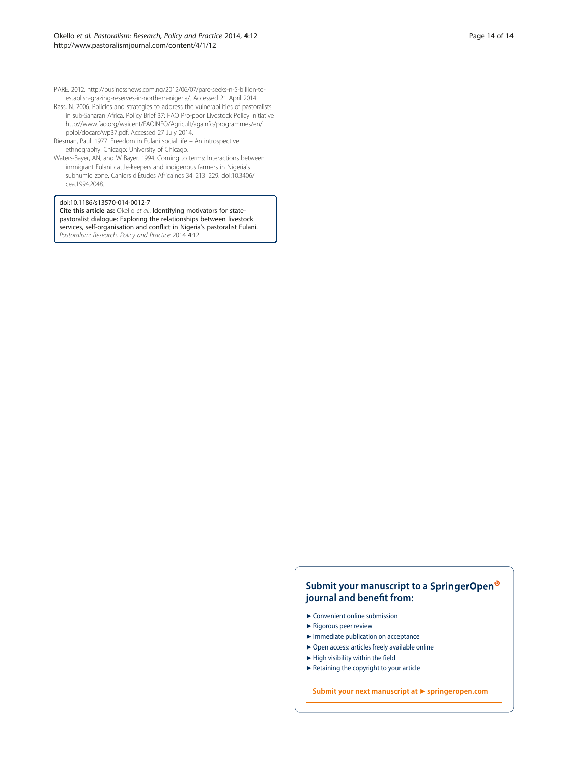PARE. 2012. http://businessnews.com.ng/2012/06/07/pare-seeks-n-5-billion-to-establish-grazing-reserves-in-northern-nigeria/. Accessed 21 April 2014.

Rass, N. 2006. Policies and strategies to address the vulnerabilities of pastoralists in sub-Saharan Africa. Policy Brief 37: FAO Pro-poor Livestock Policy Initiative http://www.fao.org/waicent/FAOINFO/Agricult/againfo/programmes/en/pplpi/docarc/wp37.pdf. Accessed 27 July 2014.

Riesman, Paul. 1977. Freedom in Fulani social life – An introspective ethnography. Chicago: University of Chicago.

Waters-Bayer, AN, and W Bayer. 1994. Coming to terms: Interactions between immigrant Fulani cattle-keepers and indigenous farmers in Nigeria's subhumid zone. Cahiers d'Études Africaines 34: 213–229. doi:10.3406/cea.1994.2048.

doi:10.1186/s13570-014-0012-7
**Cite this article as:** Okello *et al.*: Identifying motivators for state-pastoralist dialogue: Exploring the relationships between livestock services, self-organisation and conflict in Nigeria's pastoralist Fulani. *Pastoralism: Research, Policy and Practice* 2014 **4**:12.

**Submit your manuscript to a SpringerOpen journal and benefit from:**

- ► Convenient online submission
- ► Rigorous peer review
- ► Immediate publication on acceptance
- ► Open access: articles freely available online
- ► High visibility within the field
- ► Retaining the copyright to your article

**Submit your next manuscript at ► springeropen.com**